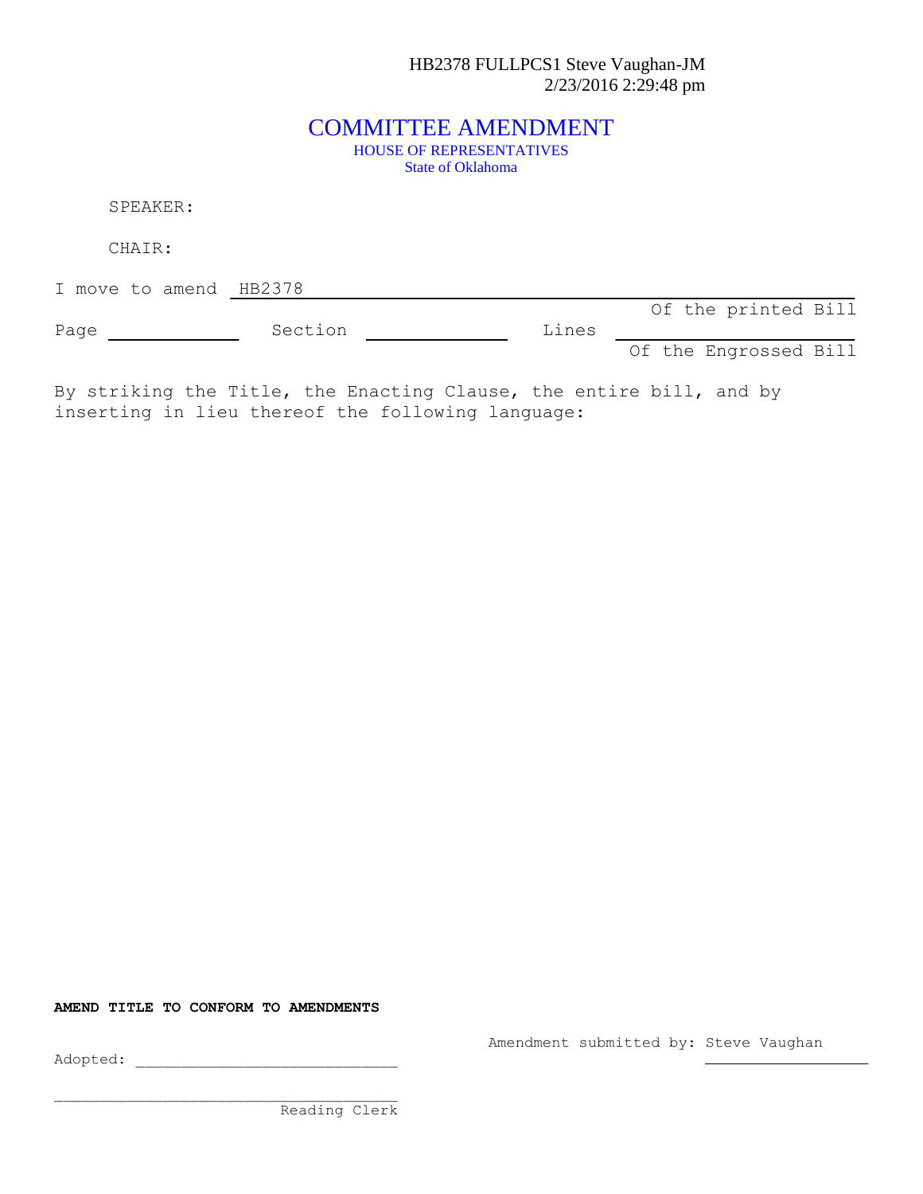HB2378 FULLPCS1 Steve Vaughan-JM
2/23/2016 2:29:48 pm

# COMMITTEE AMENDMENT

HOUSE OF REPRESENTATIVES
State of Oklahoma

SPEAKER:

CHAIR:

I move to amend HB2378

Of the printed Bill

Page ____________ Section ____________ Lines ____________

Of the Engrossed Bill

By striking the Title, the Enacting Clause, the entire bill, and by inserting in lieu thereof the following language:

**AMEND TITLE TO CONFORM TO AMENDMENTS**

Amendment submitted by: Steve Vaughan

Adopted: ____________________________

____________________________
Reading Clerk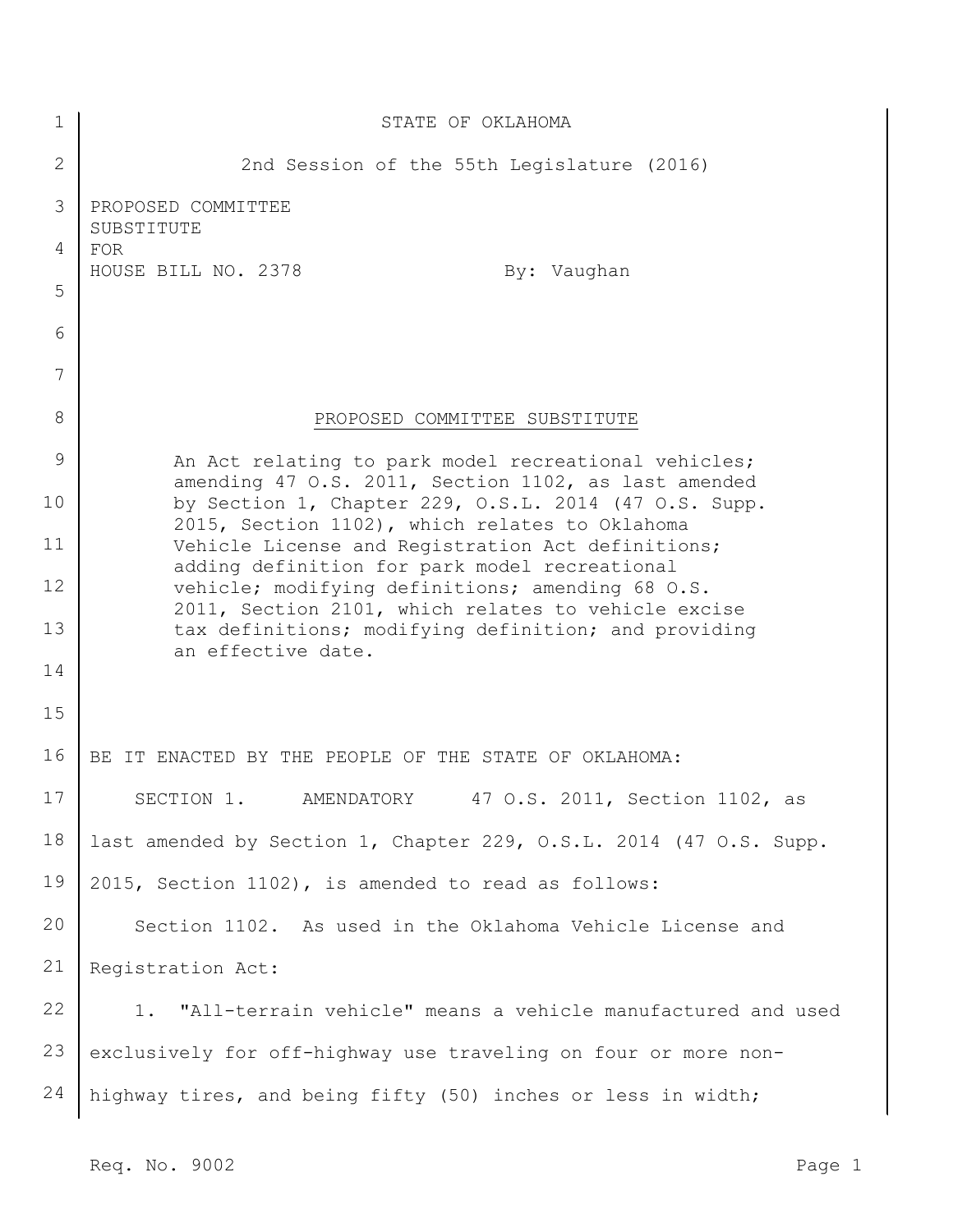STATE OF OKLAHOMA

2nd Session of the 55th Legislature (2016)

PROPOSED COMMITTEE SUBSTITUTE FOR HOUSE BILL NO. 2378 By: Vaughan

PROPOSED COMMITTEE SUBSTITUTE

An Act relating to park model recreational vehicles; amending 47 O.S. 2011, Section 1102, as last amended by Section 1, Chapter 229, O.S.L. 2014 (47 O.S. Supp. 2015, Section 1102), which relates to Oklahoma Vehicle License and Registration Act definitions; adding definition for park model recreational vehicle; modifying definitions; amending 68 O.S. 2011, Section 2101, which relates to vehicle excise tax definitions; modifying definition; and providing an effective date.

BE IT ENACTED BY THE PEOPLE OF THE STATE OF OKLAHOMA:

SECTION 1. AMENDATORY 47 O.S. 2011, Section 1102, as last amended by Section 1, Chapter 229, O.S.L. 2014 (47 O.S. Supp. 2015, Section 1102), is amended to read as follows:

Section 1102. As used in the Oklahoma Vehicle License and Registration Act:

1. "All-terrain vehicle" means a vehicle manufactured and used exclusively for off-highway use traveling on four or more non-highway tires, and being fifty (50) inches or less in width;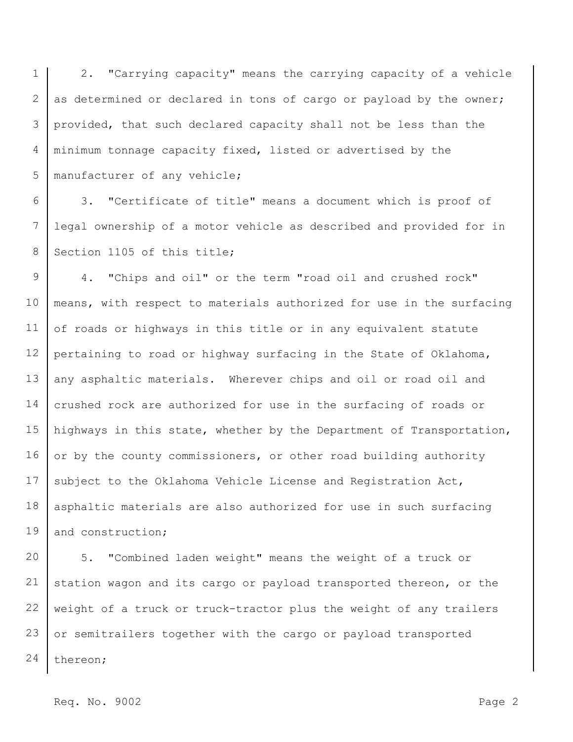2. "Carrying capacity" means the carrying capacity of a vehicle as determined or declared in tons of cargo or payload by the owner; provided, that such declared capacity shall not be less than the minimum tonnage capacity fixed, listed or advertised by the manufacturer of any vehicle;

3. "Certificate of title" means a document which is proof of legal ownership of a motor vehicle as described and provided for in Section 1105 of this title;

4. "Chips and oil" or the term "road oil and crushed rock" means, with respect to materials authorized for use in the surfacing of roads or highways in this title or in any equivalent statute pertaining to road or highway surfacing in the State of Oklahoma, any asphaltic materials. Wherever chips and oil or road oil and crushed rock are authorized for use in the surfacing of roads or highways in this state, whether by the Department of Transportation, or by the county commissioners, or other road building authority subject to the Oklahoma Vehicle License and Registration Act, asphaltic materials are also authorized for use in such surfacing and construction;

5. "Combined laden weight" means the weight of a truck or station wagon and its cargo or payload transported thereon, or the weight of a truck or truck-tractor plus the weight of any trailers or semitrailers together with the cargo or payload transported thereon;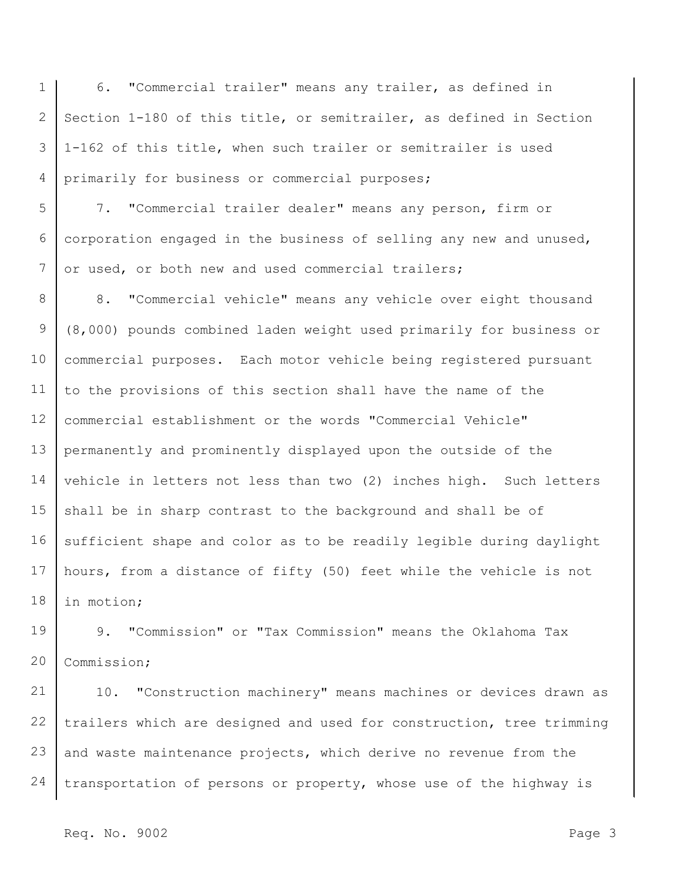6. "Commercial trailer" means any trailer, as defined in Section 1-180 of this title, or semitrailer, as defined in Section 1-162 of this title, when such trailer or semitrailer is used primarily for business or commercial purposes;

7. "Commercial trailer dealer" means any person, firm or corporation engaged in the business of selling any new and unused, or used, or both new and used commercial trailers;

8. "Commercial vehicle" means any vehicle over eight thousand (8,000) pounds combined laden weight used primarily for business or commercial purposes. Each motor vehicle being registered pursuant to the provisions of this section shall have the name of the commercial establishment or the words "Commercial Vehicle" permanently and prominently displayed upon the outside of the vehicle in letters not less than two (2) inches high. Such letters shall be in sharp contrast to the background and shall be of sufficient shape and color as to be readily legible during daylight hours, from a distance of fifty (50) feet while the vehicle is not in motion;

9. "Commission" or "Tax Commission" means the Oklahoma Tax Commission;

10. "Construction machinery" means machines or devices drawn as trailers which are designed and used for construction, tree trimming and waste maintenance projects, which derive no revenue from the transportation of persons or property, whose use of the highway is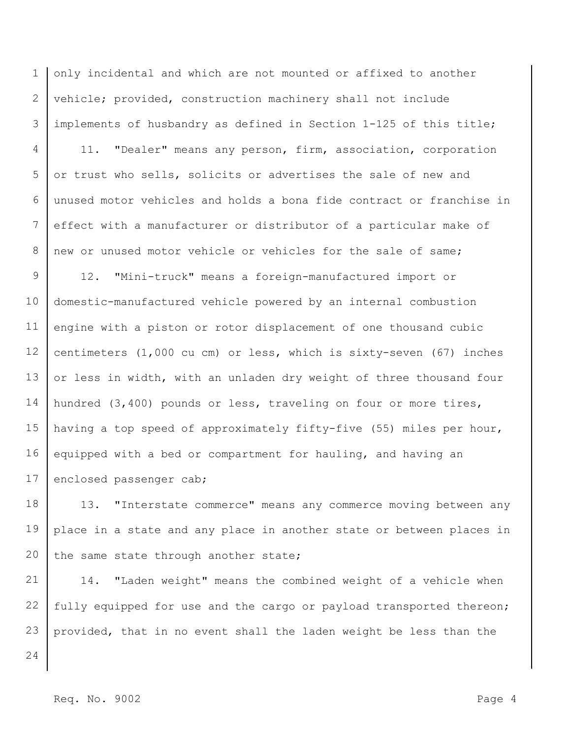only incidental and which are not mounted or affixed to another vehicle; provided, construction machinery shall not include implements of husbandry as defined in Section 1-125 of this title;

11. "Dealer" means any person, firm, association, corporation or trust who sells, solicits or advertises the sale of new and unused motor vehicles and holds a bona fide contract or franchise in effect with a manufacturer or distributor of a particular make of new or unused motor vehicle or vehicles for the sale of same;

12. "Mini-truck" means a foreign-manufactured import or domestic-manufactured vehicle powered by an internal combustion engine with a piston or rotor displacement of one thousand cubic centimeters (1,000 cu cm) or less, which is sixty-seven (67) inches or less in width, with an unladen dry weight of three thousand four hundred (3,400) pounds or less, traveling on four or more tires, having a top speed of approximately fifty-five (55) miles per hour, equipped with a bed or compartment for hauling, and having an enclosed passenger cab;

13. "Interstate commerce" means any commerce moving between any place in a state and any place in another state or between places in the same state through another state;

14. "Laden weight" means the combined weight of a vehicle when fully equipped for use and the cargo or payload transported thereon; provided, that in no event shall the laden weight be less than the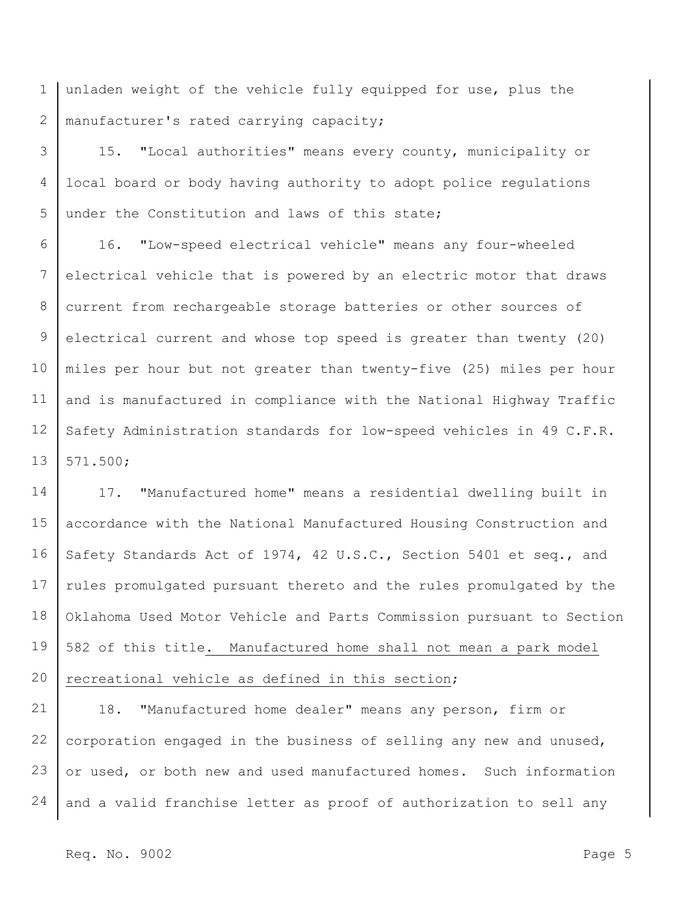unladen weight of the vehicle fully equipped for use, plus the manufacturer's rated carrying capacity;

15. "Local authorities" means every county, municipality or local board or body having authority to adopt police regulations under the Constitution and laws of this state;

16. "Low-speed electrical vehicle" means any four-wheeled electrical vehicle that is powered by an electric motor that draws current from rechargeable storage batteries or other sources of electrical current and whose top speed is greater than twenty (20) miles per hour but not greater than twenty-five (25) miles per hour and is manufactured in compliance with the National Highway Traffic Safety Administration standards for low-speed vehicles in 49 C.F.R. 571.500;

17. "Manufactured home" means a residential dwelling built in accordance with the National Manufactured Housing Construction and Safety Standards Act of 1974, 42 U.S.C., Section 5401 et seq., and rules promulgated pursuant thereto and the rules promulgated by the Oklahoma Used Motor Vehicle and Parts Commission pursuant to Section 582 of this title<u>. Manufactured home shall not mean a park model recreational vehicle as defined in this section</u>;

18. "Manufactured home dealer" means any person, firm or corporation engaged in the business of selling any new and unused, or used, or both new and used manufactured homes. Such information and a valid franchise letter as proof of authorization to sell any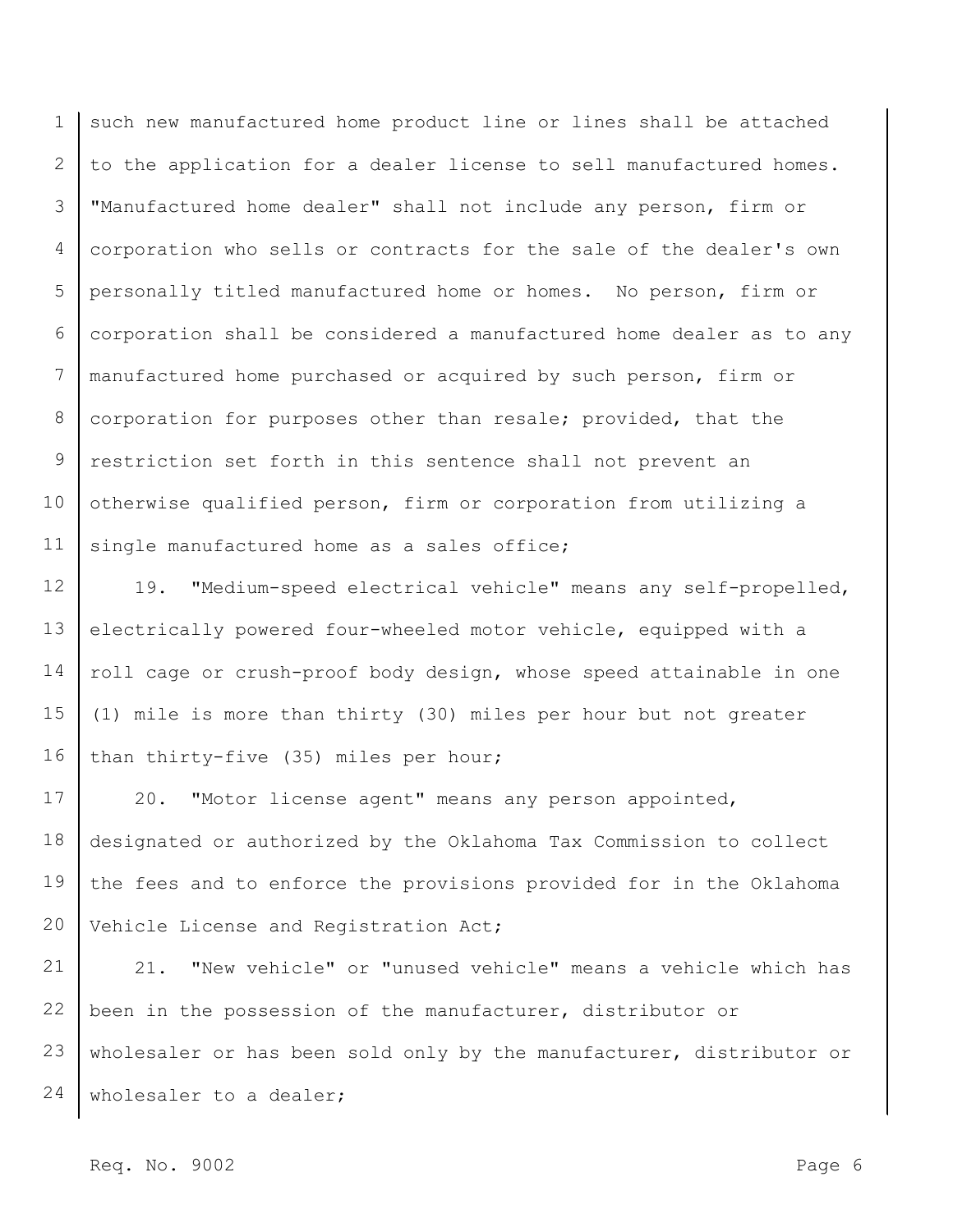such new manufactured home product line or lines shall be attached to the application for a dealer license to sell manufactured homes. "Manufactured home dealer" shall not include any person, firm or corporation who sells or contracts for the sale of the dealer's own personally titled manufactured home or homes. No person, firm or corporation shall be considered a manufactured home dealer as to any manufactured home purchased or acquired by such person, firm or corporation for purposes other than resale; provided, that the restriction set forth in this sentence shall not prevent an otherwise qualified person, firm or corporation from utilizing a single manufactured home as a sales office;

19. "Medium-speed electrical vehicle" means any self-propelled, electrically powered four-wheeled motor vehicle, equipped with a roll cage or crush-proof body design, whose speed attainable in one (1) mile is more than thirty (30) miles per hour but not greater than thirty-five (35) miles per hour;

20. "Motor license agent" means any person appointed, designated or authorized by the Oklahoma Tax Commission to collect the fees and to enforce the provisions provided for in the Oklahoma Vehicle License and Registration Act;

21. "New vehicle" or "unused vehicle" means a vehicle which has been in the possession of the manufacturer, distributor or wholesaler or has been sold only by the manufacturer, distributor or wholesaler to a dealer;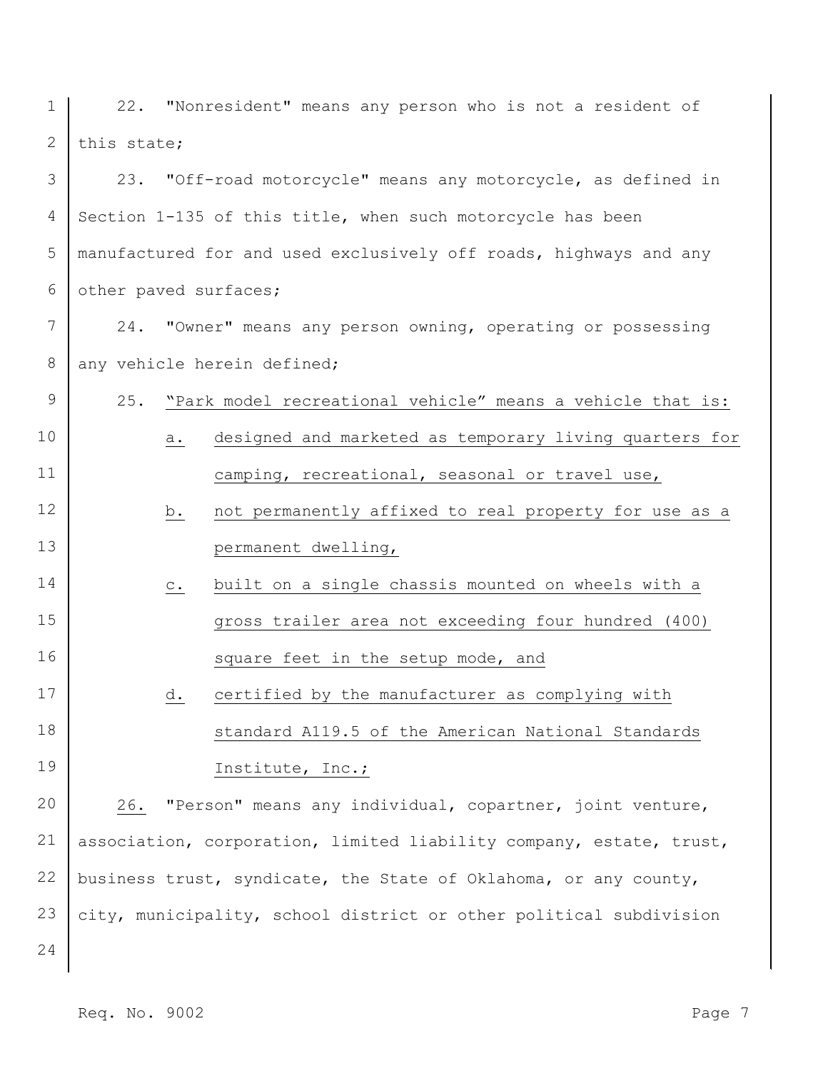22. "Nonresident" means any person who is not a resident of this state;

23. "Off-road motorcycle" means any motorcycle, as defined in Section 1-135 of this title, when such motorcycle has been manufactured for and used exclusively off roads, highways and any other paved surfaces;

24. "Owner" means any person owning, operating or possessing any vehicle herein defined;

25. "Park model recreational vehicle" means a vehicle that is:

a. designed and marketed as temporary living quarters for camping, recreational, seasonal or travel use,

b. not permanently affixed to real property for use as a permanent dwelling,

c. built on a single chassis mounted on wheels with a gross trailer area not exceeding four hundred (400) square feet in the setup mode, and

d. certified by the manufacturer as complying with standard A119.5 of the American National Standards Institute, Inc.;

26. "Person" means any individual, copartner, joint venture, association, corporation, limited liability company, estate, trust, business trust, syndicate, the State of Oklahoma, or any county, city, municipality, school district or other political subdivision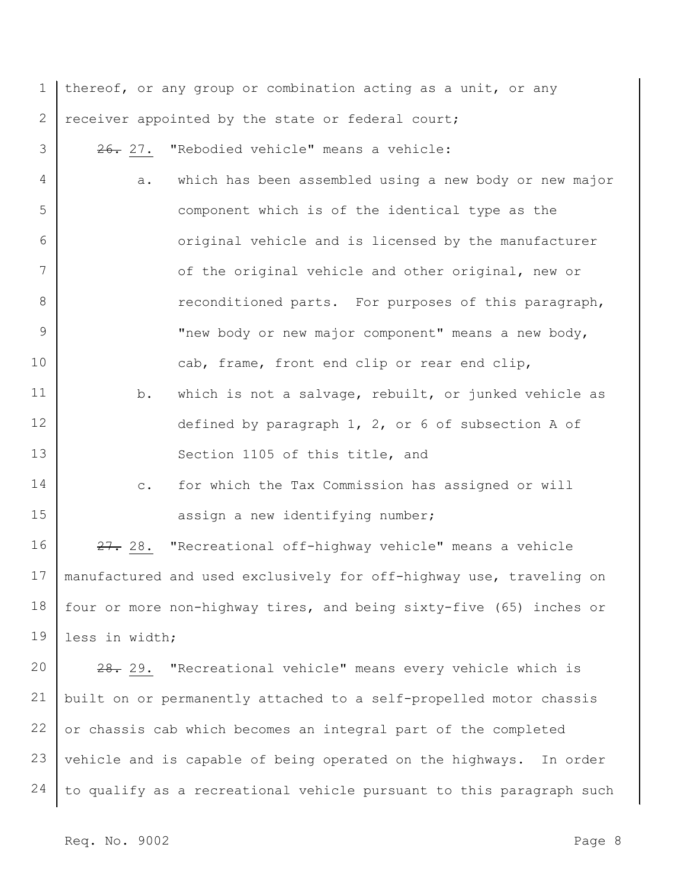thereof, or any group or combination acting as a unit, or any receiver appointed by the state or federal court;

~~26.~~ 27. "Rebodied vehicle" means a vehicle:

a. which has been assembled using a new body or new major component which is of the identical type as the original vehicle and is licensed by the manufacturer of the original vehicle and other original, new or reconditioned parts. For purposes of this paragraph, "new body or new major component" means a new body, cab, frame, front end clip or rear end clip,

b. which is not a salvage, rebuilt, or junked vehicle as defined by paragraph 1, 2, or 6 of subsection A of Section 1105 of this title, and

c. for which the Tax Commission has assigned or will assign a new identifying number;

~~27.~~ 28. "Recreational off-highway vehicle" means a vehicle manufactured and used exclusively for off-highway use, traveling on four or more non-highway tires, and being sixty-five (65) inches or less in width;

~~28.~~ 29. "Recreational vehicle" means every vehicle which is built on or permanently attached to a self-propelled motor chassis or chassis cab which becomes an integral part of the completed vehicle and is capable of being operated on the highways. In order to qualify as a recreational vehicle pursuant to this paragraph such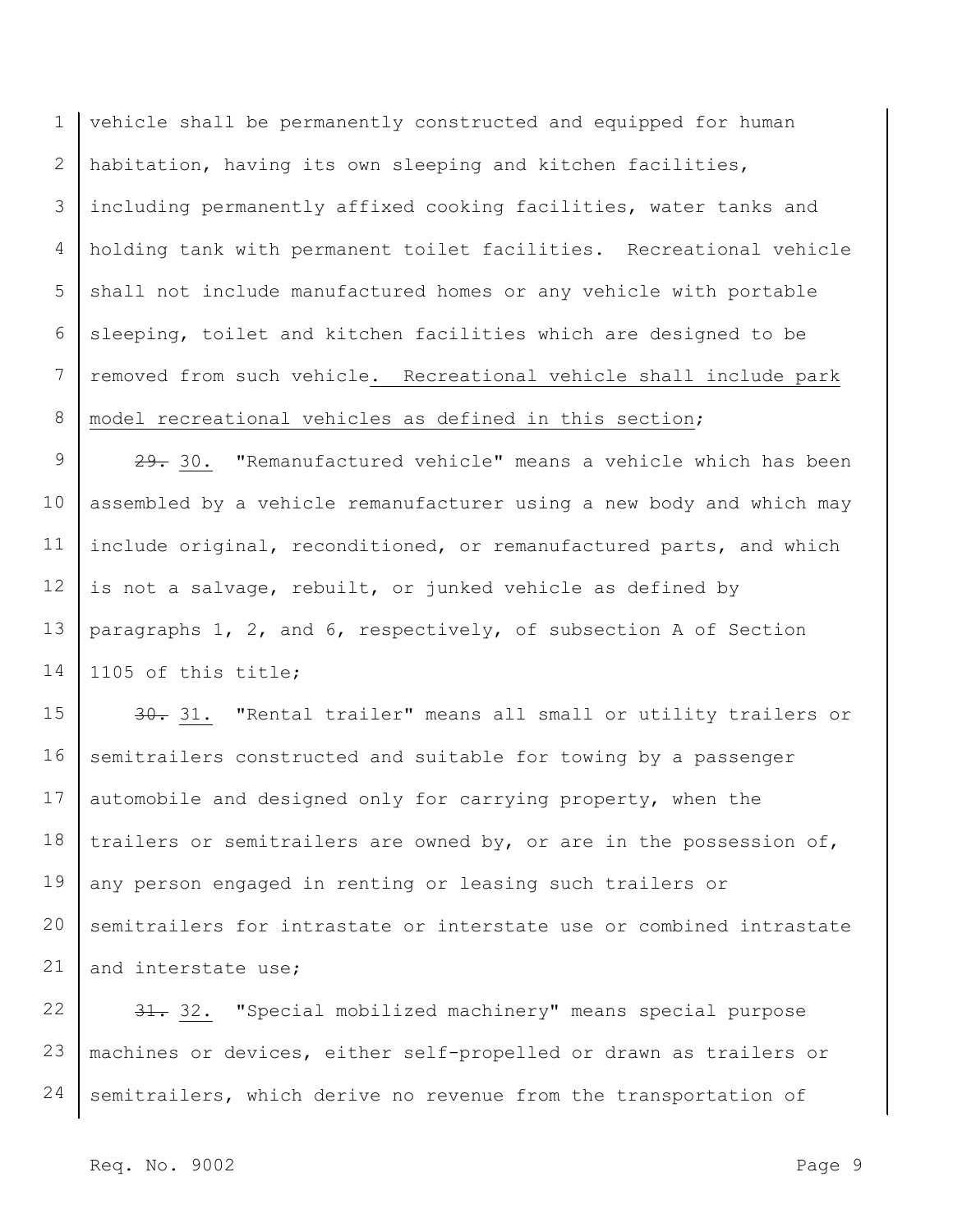vehicle shall be permanently constructed and equipped for human habitation, having its own sleeping and kitchen facilities, including permanently affixed cooking facilities, water tanks and holding tank with permanent toilet facilities. Recreational vehicle shall not include manufactured homes or any vehicle with portable sleeping, toilet and kitchen facilities which are designed to be removed from such vehicle<u>. Recreational vehicle shall include park model recreational vehicles as defined in this section</u>;

~~29.~~ <u>30.</u> "Remanufactured vehicle" means a vehicle which has been assembled by a vehicle remanufacturer using a new body and which may include original, reconditioned, or remanufactured parts, and which is not a salvage, rebuilt, or junked vehicle as defined by paragraphs 1, 2, and 6, respectively, of subsection A of Section 1105 of this title;

~~30.~~ <u>31.</u> "Rental trailer" means all small or utility trailers or semitrailers constructed and suitable for towing by a passenger automobile and designed only for carrying property, when the trailers or semitrailers are owned by, or are in the possession of, any person engaged in renting or leasing such trailers or semitrailers for intrastate or interstate use or combined intrastate and interstate use;

~~31.~~ <u>32.</u> "Special mobilized machinery" means special purpose machines or devices, either self-propelled or drawn as trailers or semitrailers, which derive no revenue from the transportation of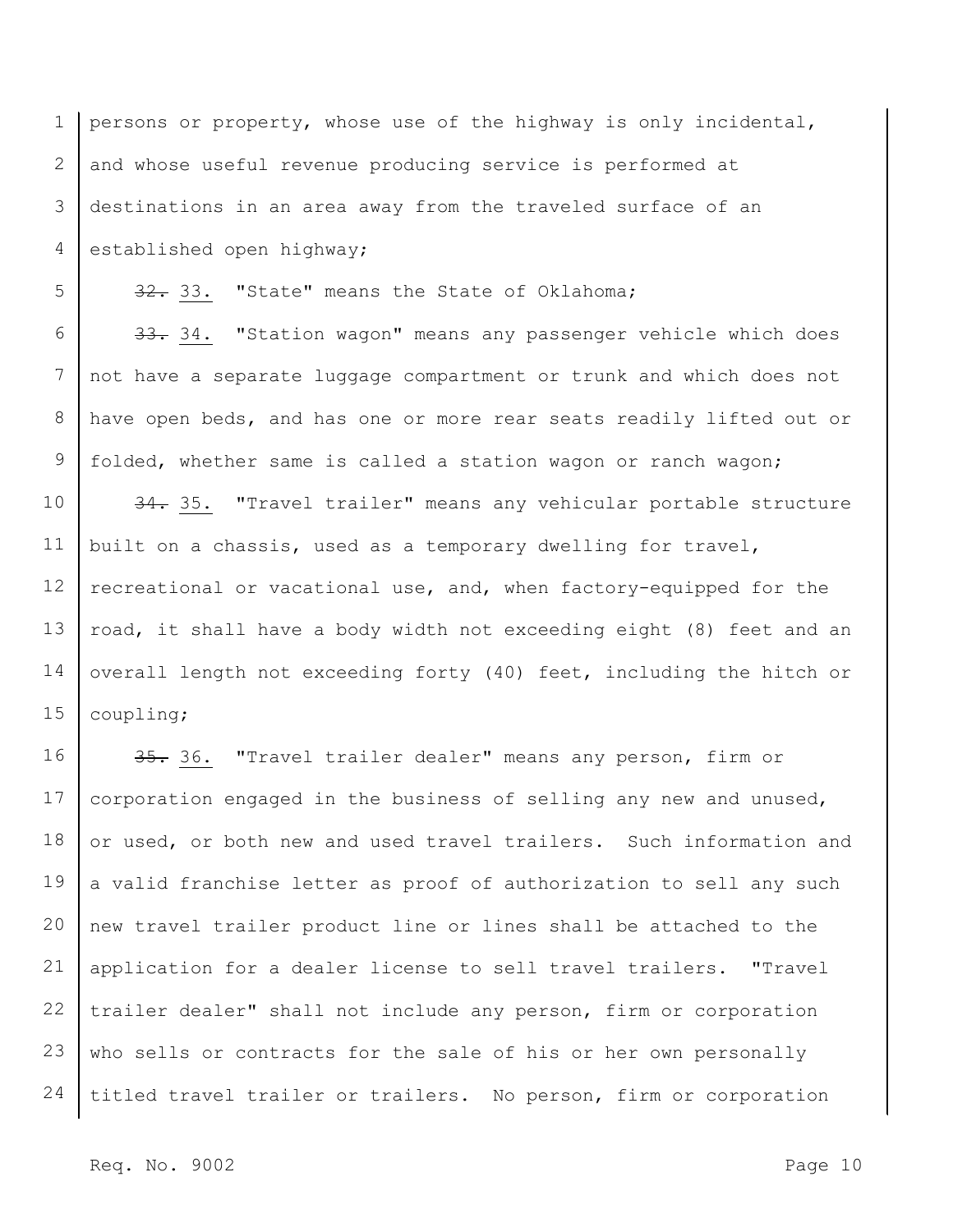persons or property, whose use of the highway is only incidental, and whose useful revenue producing service is performed at destinations in an area away from the traveled surface of an established open highway;

~~32.~~ 33. "State" means the State of Oklahoma;

~~33.~~ 34. "Station wagon" means any passenger vehicle which does not have a separate luggage compartment or trunk and which does not have open beds, and has one or more rear seats readily lifted out or folded, whether same is called a station wagon or ranch wagon;

~~34.~~ 35. "Travel trailer" means any vehicular portable structure built on a chassis, used as a temporary dwelling for travel, recreational or vacational use, and, when factory-equipped for the road, it shall have a body width not exceeding eight (8) feet and an overall length not exceeding forty (40) feet, including the hitch or coupling;

~~35.~~ 36. "Travel trailer dealer" means any person, firm or corporation engaged in the business of selling any new and unused, or used, or both new and used travel trailers. Such information and a valid franchise letter as proof of authorization to sell any such new travel trailer product line or lines shall be attached to the application for a dealer license to sell travel trailers. "Travel trailer dealer" shall not include any person, firm or corporation who sells or contracts for the sale of his or her own personally titled travel trailer or trailers. No person, firm or corporation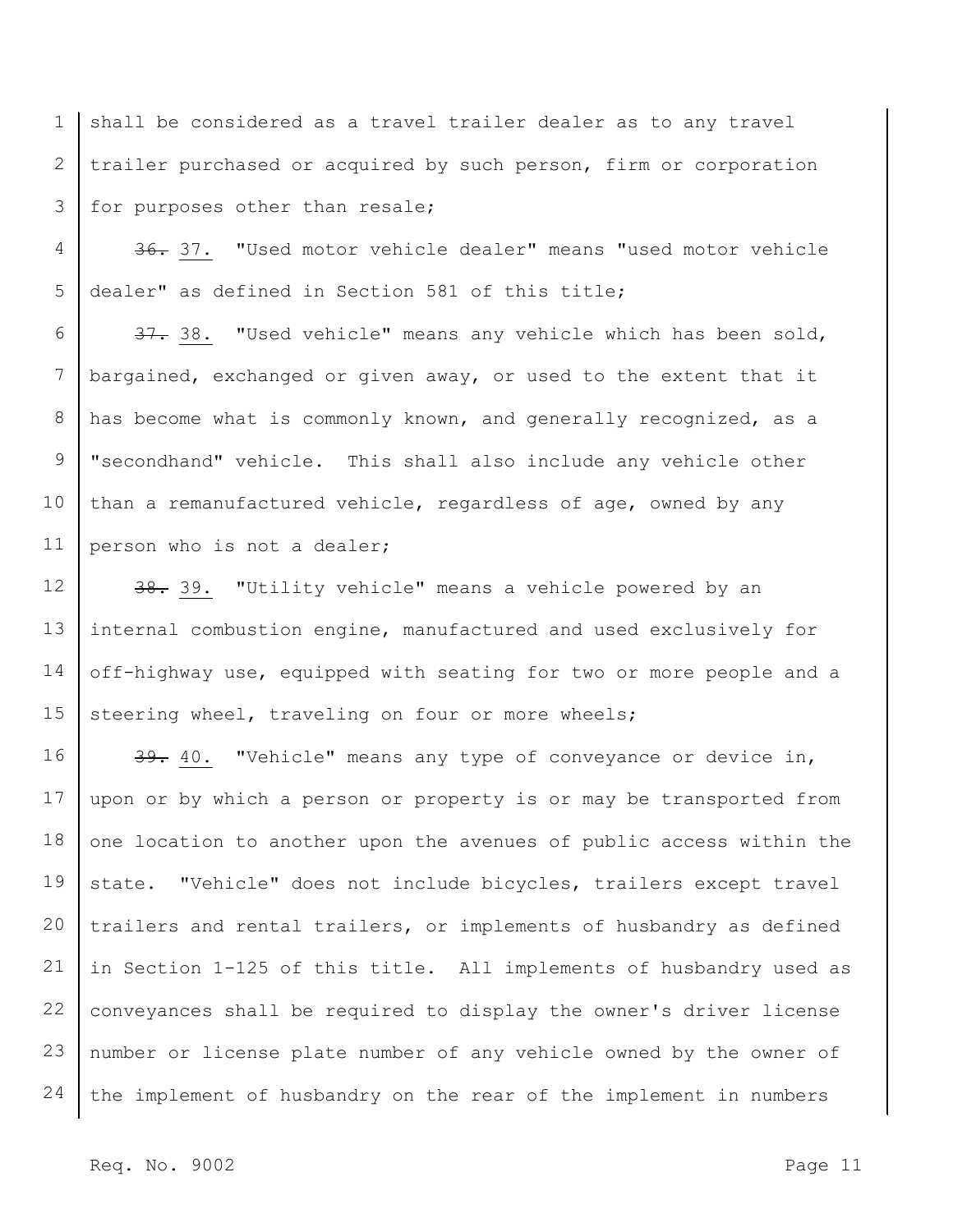shall be considered as a travel trailer dealer as to any travel trailer purchased or acquired by such person, firm or corporation for purposes other than resale;

~~36.~~ 37. "Used motor vehicle dealer" means "used motor vehicle dealer" as defined in Section 581 of this title;

~~37.~~ 38. "Used vehicle" means any vehicle which has been sold, bargained, exchanged or given away, or used to the extent that it has become what is commonly known, and generally recognized, as a "secondhand" vehicle. This shall also include any vehicle other than a remanufactured vehicle, regardless of age, owned by any person who is not a dealer;

~~38.~~ 39. "Utility vehicle" means a vehicle powered by an internal combustion engine, manufactured and used exclusively for off-highway use, equipped with seating for two or more people and a steering wheel, traveling on four or more wheels;

~~39.~~ 40. "Vehicle" means any type of conveyance or device in, upon or by which a person or property is or may be transported from one location to another upon the avenues of public access within the state. "Vehicle" does not include bicycles, trailers except travel trailers and rental trailers, or implements of husbandry as defined in Section 1-125 of this title. All implements of husbandry used as conveyances shall be required to display the owner's driver license number or license plate number of any vehicle owned by the owner of the implement of husbandry on the rear of the implement in numbers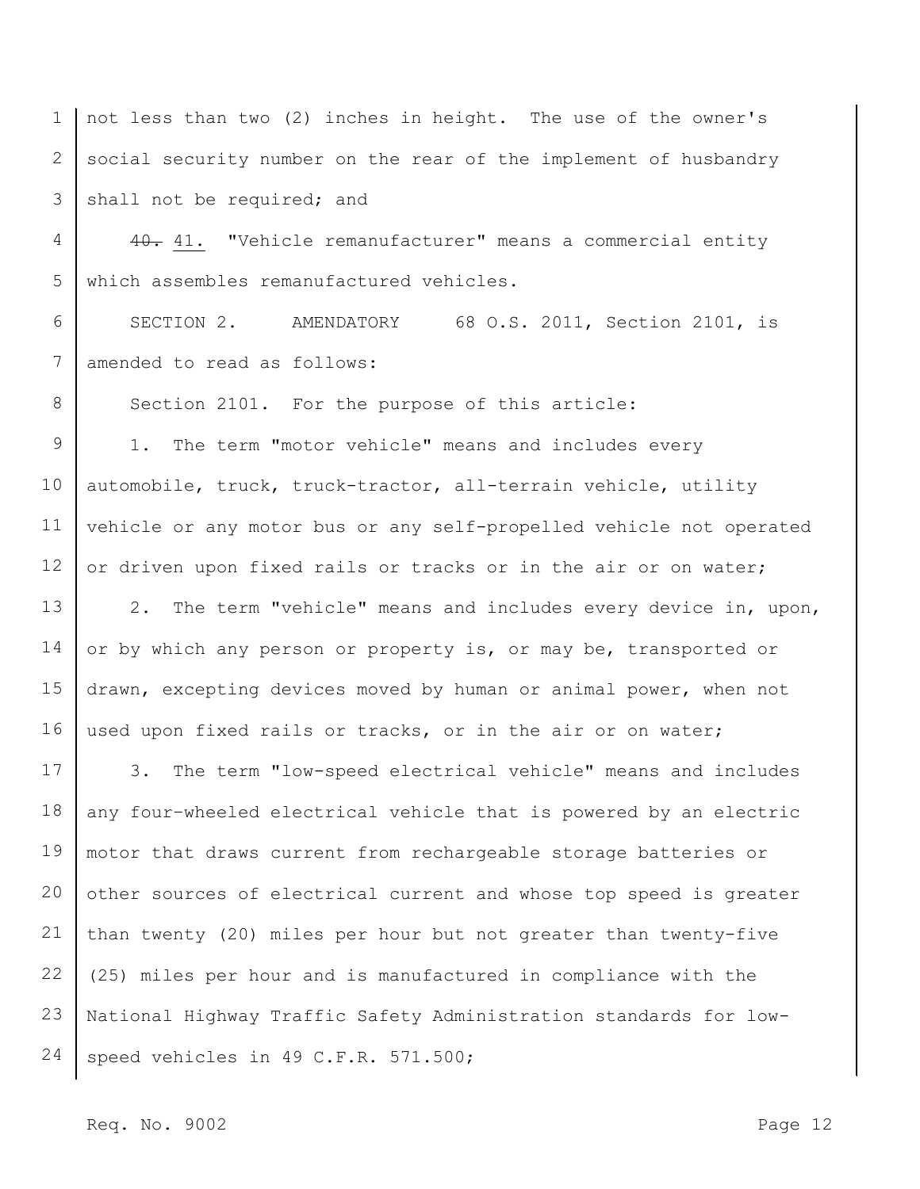not less than two (2) inches in height. The use of the owner's social security number on the rear of the implement of husbandry shall not be required; and

~~40.~~ 41. "Vehicle remanufacturer" means a commercial entity which assembles remanufactured vehicles.

SECTION 2. AMENDATORY 68 O.S. 2011, Section 2101, is amended to read as follows:

Section 2101. For the purpose of this article:

1. The term "motor vehicle" means and includes every automobile, truck, truck-tractor, all-terrain vehicle, utility vehicle or any motor bus or any self-propelled vehicle not operated or driven upon fixed rails or tracks or in the air or on water;

2. The term "vehicle" means and includes every device in, upon, or by which any person or property is, or may be, transported or drawn, excepting devices moved by human or animal power, when not used upon fixed rails or tracks, or in the air or on water;

3. The term "low-speed electrical vehicle" means and includes any four-wheeled electrical vehicle that is powered by an electric motor that draws current from rechargeable storage batteries or other sources of electrical current and whose top speed is greater than twenty (20) miles per hour but not greater than twenty-five (25) miles per hour and is manufactured in compliance with the National Highway Traffic Safety Administration standards for low-speed vehicles in 49 C.F.R. 571.500;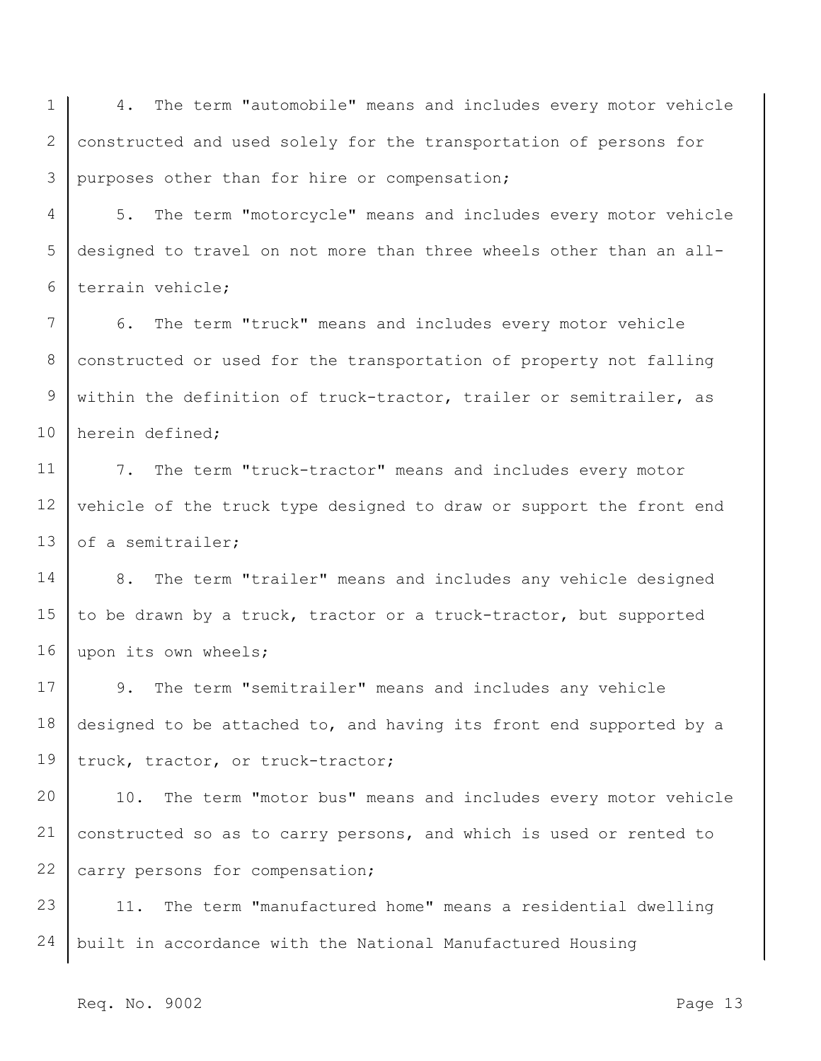4. The term "automobile" means and includes every motor vehicle constructed and used solely for the transportation of persons for purposes other than for hire or compensation;

5. The term "motorcycle" means and includes every motor vehicle designed to travel on not more than three wheels other than an all-terrain vehicle;

6. The term "truck" means and includes every motor vehicle constructed or used for the transportation of property not falling within the definition of truck-tractor, trailer or semitrailer, as herein defined;

7. The term "truck-tractor" means and includes every motor vehicle of the truck type designed to draw or support the front end of a semitrailer;

8. The term "trailer" means and includes any vehicle designed to be drawn by a truck, tractor or a truck-tractor, but supported upon its own wheels;

9. The term "semitrailer" means and includes any vehicle designed to be attached to, and having its front end supported by a truck, tractor, or truck-tractor;

10. The term "motor bus" means and includes every motor vehicle constructed so as to carry persons, and which is used or rented to carry persons for compensation;

11. The term "manufactured home" means a residential dwelling built in accordance with the National Manufactured Housing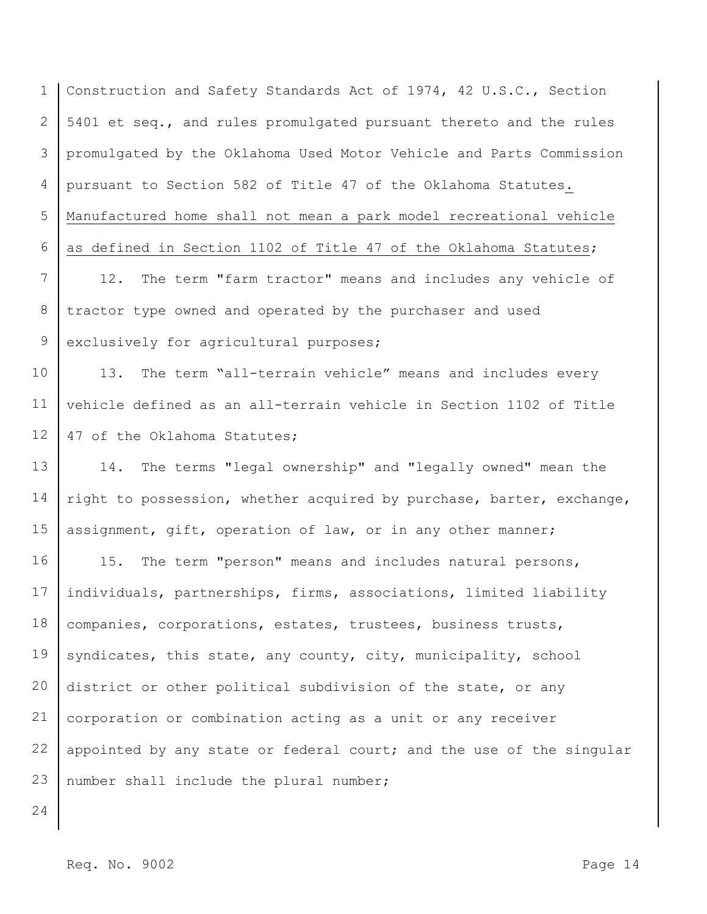Construction and Safety Standards Act of 1974, 42 U.S.C., Section 5401 et seq., and rules promulgated pursuant thereto and the rules promulgated by the Oklahoma Used Motor Vehicle and Parts Commission pursuant to Section 582 of Title 47 of the Oklahoma Statutes<u>. Manufactured home shall not mean a park model recreational vehicle as defined in Section 1102 of Title 47 of the Oklahoma Statutes</u>;

12. The term "farm tractor" means and includes any vehicle of tractor type owned and operated by the purchaser and used exclusively for agricultural purposes;

13. The term "all-terrain vehicle" means and includes every vehicle defined as an all-terrain vehicle in Section 1102 of Title 47 of the Oklahoma Statutes;

14. The terms "legal ownership" and "legally owned" mean the right to possession, whether acquired by purchase, barter, exchange, assignment, gift, operation of law, or in any other manner;

15. The term "person" means and includes natural persons, individuals, partnerships, firms, associations, limited liability companies, corporations, estates, trustees, business trusts, syndicates, this state, any county, city, municipality, school district or other political subdivision of the state, or any corporation or combination acting as a unit or any receiver appointed by any state or federal court; and the use of the singular number shall include the plural number;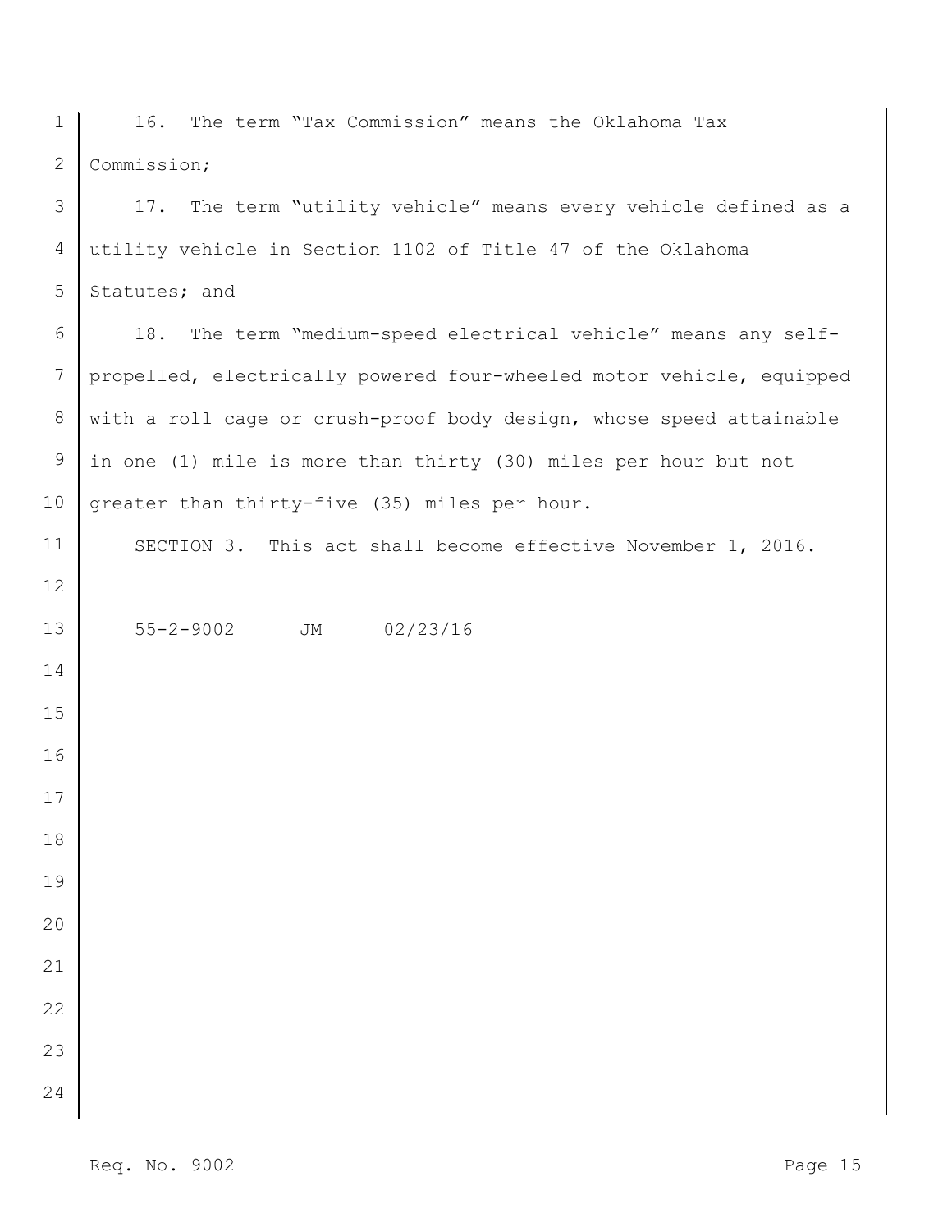16. The term "Tax Commission" means the Oklahoma Tax Commission;

17. The term "utility vehicle" means every vehicle defined as a utility vehicle in Section 1102 of Title 47 of the Oklahoma Statutes; and

18. The term "medium-speed electrical vehicle" means any self-propelled, electrically powered four-wheeled motor vehicle, equipped with a roll cage or crush-proof body design, whose speed attainable in one (1) mile is more than thirty (30) miles per hour but not greater than thirty-five (35) miles per hour.

SECTION 3. This act shall become effective November 1, 2016.

55-2-9002 JM 02/23/16